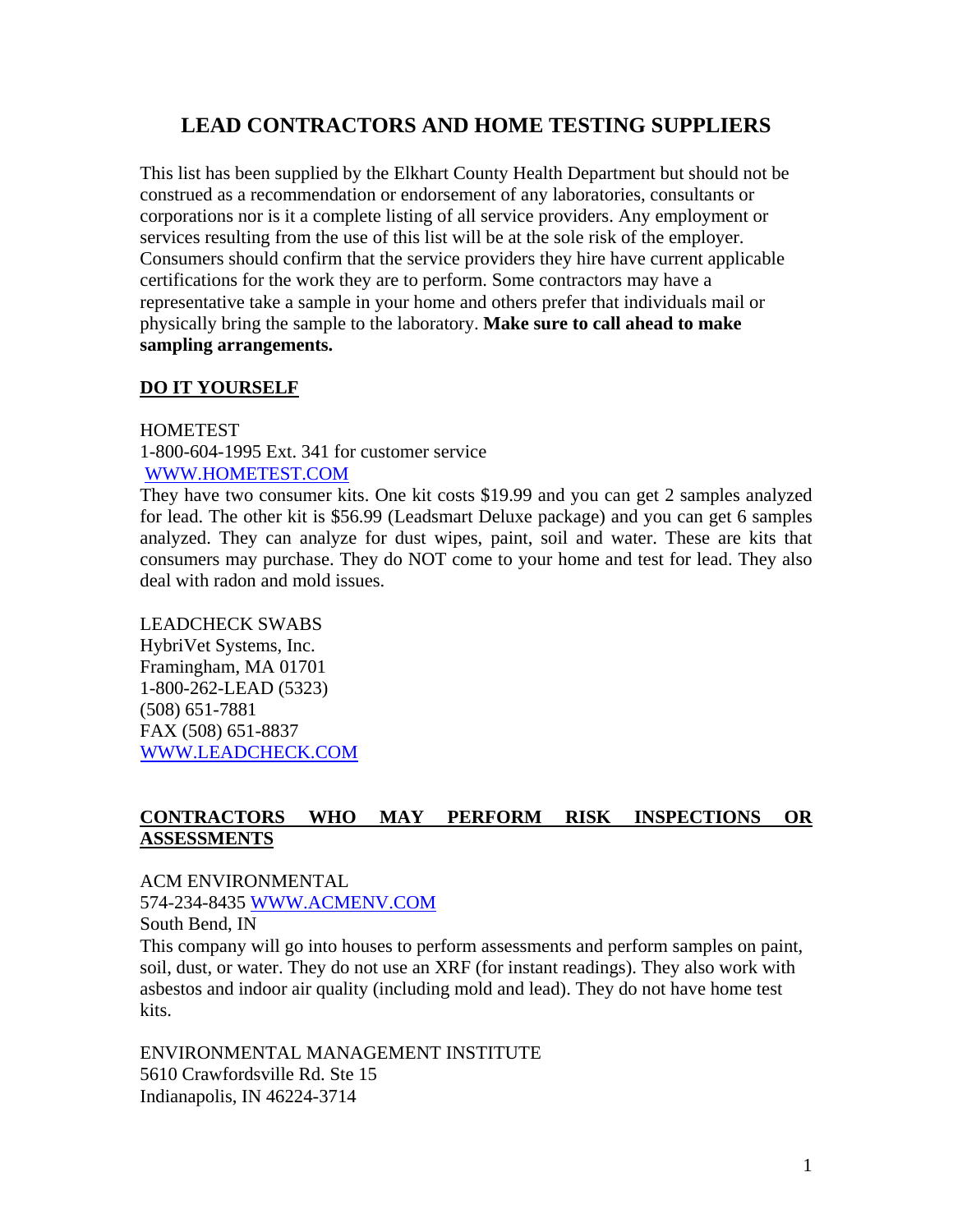# LEAD CONTRACTORS AND HOME TESTING SUPPLIERS

This list has been supplied by the Elkhart County Health Department but should not be construed as a recommendation or endorsement of any laboratories, consultants or corporations nor is it a complete listing of all service providers. Any employment or services resulting from the use of this list will be at the sole risk of the employer. Consumers should confirm that the service providers they hire have current applicable certifications for the work they are to perform. Some contractors may have a representative take a sample in your home and others prefer that individuals mail or physically bring the sample to the laboratory. **Make sure to call ahead to make sampling arrangements.**

## DO IT YOURSELF

HOMETEST
1-800-604-1995 Ext. 341 for customer service
WWW.HOMETEST.COM
They have two consumer kits. One kit costs $19.99 and you can get 2 samples analyzed for lead. The other kit is $56.99 (Leadsmart Deluxe package) and you can get 6 samples analyzed. They can analyze for dust wipes, paint, soil and water. These are kits that consumers may purchase. They do NOT come to your home and test for lead. They also deal with radon and mold issues.

LEADCHECK SWABS
HybriVet Systems, Inc.
Framingham, MA 01701
1-800-262-LEAD (5323)
(508) 651-7881
FAX (508) 651-8837
WWW.LEADCHECK.COM

## CONTRACTORS WHO MAY PERFORM RISK INSPECTIONS OR ASSESSMENTS

ACM ENVIRONMENTAL
574-234-8435 WWW.ACMENV.COM
South Bend, IN
This company will go into houses to perform assessments and perform samples on paint, soil, dust, or water. They do not use an XRF (for instant readings). They also work with asbestos and indoor air quality (including mold and lead). They do not have home test kits.

ENVIRONMENTAL MANAGEMENT INSTITUTE
5610 Crawfordsville Rd. Ste 15
Indianapolis, IN 46224-3714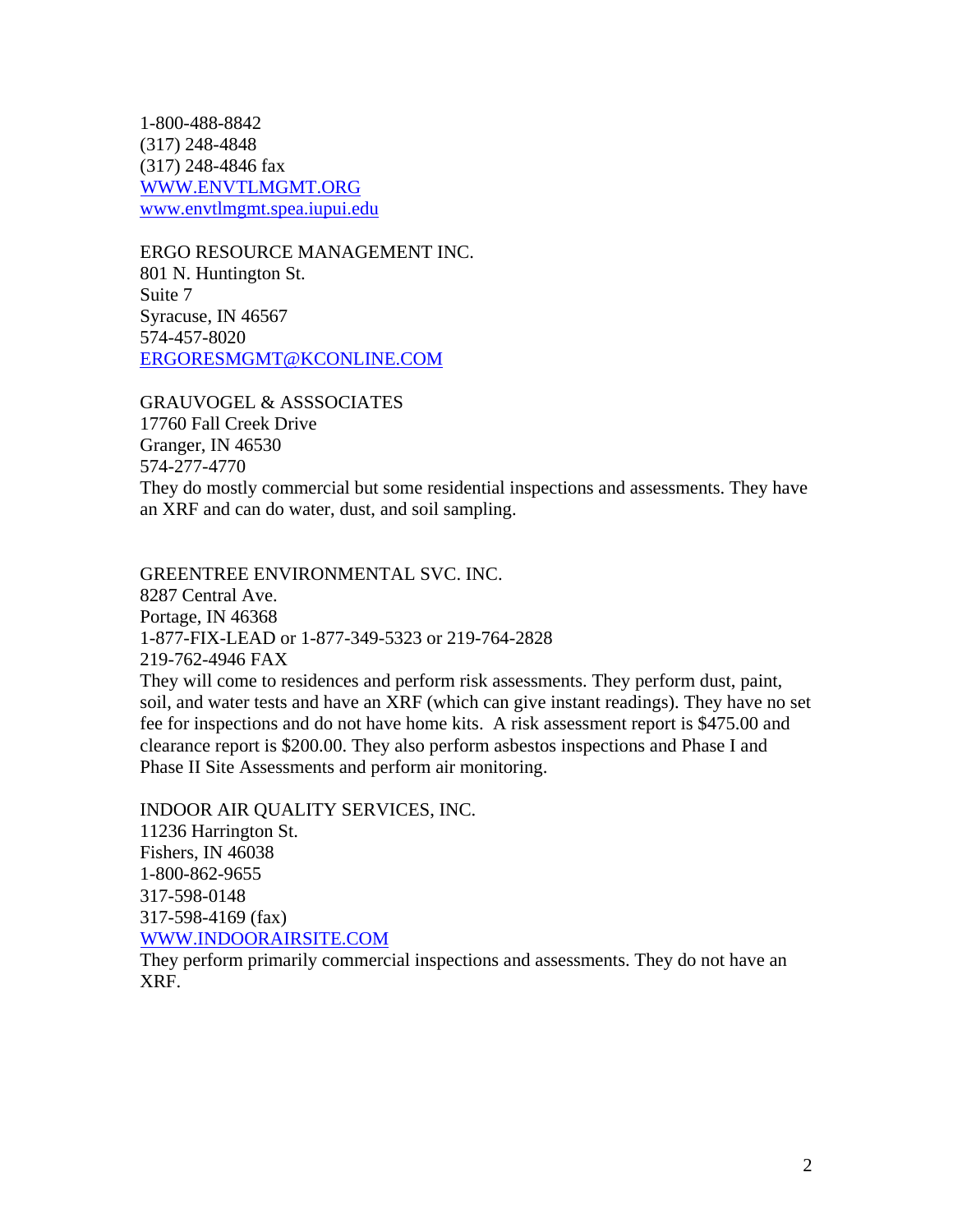1-800-488-8842  
(317) 248-4848  
(317) 248-4846 fax  
WWW.ENVTLMGMT.ORG  
www.envtlmgmt.spea.iupui.edu

ERGO RESOURCE MANAGEMENT INC.  
801 N. Huntington St.  
Suite 7  
Syracuse, IN 46567  
574-457-8020  
ERGORESMGMT@KCONLINE.COM

GRAUVOGEL & ASSSOCIATES  
17760 Fall Creek Drive  
Granger, IN 46530  
574-277-4770  
They do mostly commercial but some residential inspections and assessments. They have an XRF and can do water, dust, and soil sampling.

GREENTREE ENVIRONMENTAL SVC. INC.  
8287 Central Ave.  
Portage, IN 46368  
1-877-FIX-LEAD or 1-877-349-5323 or 219-764-2828  
219-762-4946 FAX  
They will come to residences and perform risk assessments. They perform dust, paint, soil, and water tests and have an XRF (which can give instant readings). They have no set fee for inspections and do not have home kits. A risk assessment report is $475.00 and clearance report is $200.00. They also perform asbestos inspections and Phase I and Phase II Site Assessments and perform air monitoring.

INDOOR AIR QUALITY SERVICES, INC.  
11236 Harrington St.  
Fishers, IN 46038  
1-800-862-9655  
317-598-0148  
317-598-4169 (fax)  
WWW.INDOORAIRSITE.COM  
They perform primarily commercial inspections and assessments. They do not have an XRF.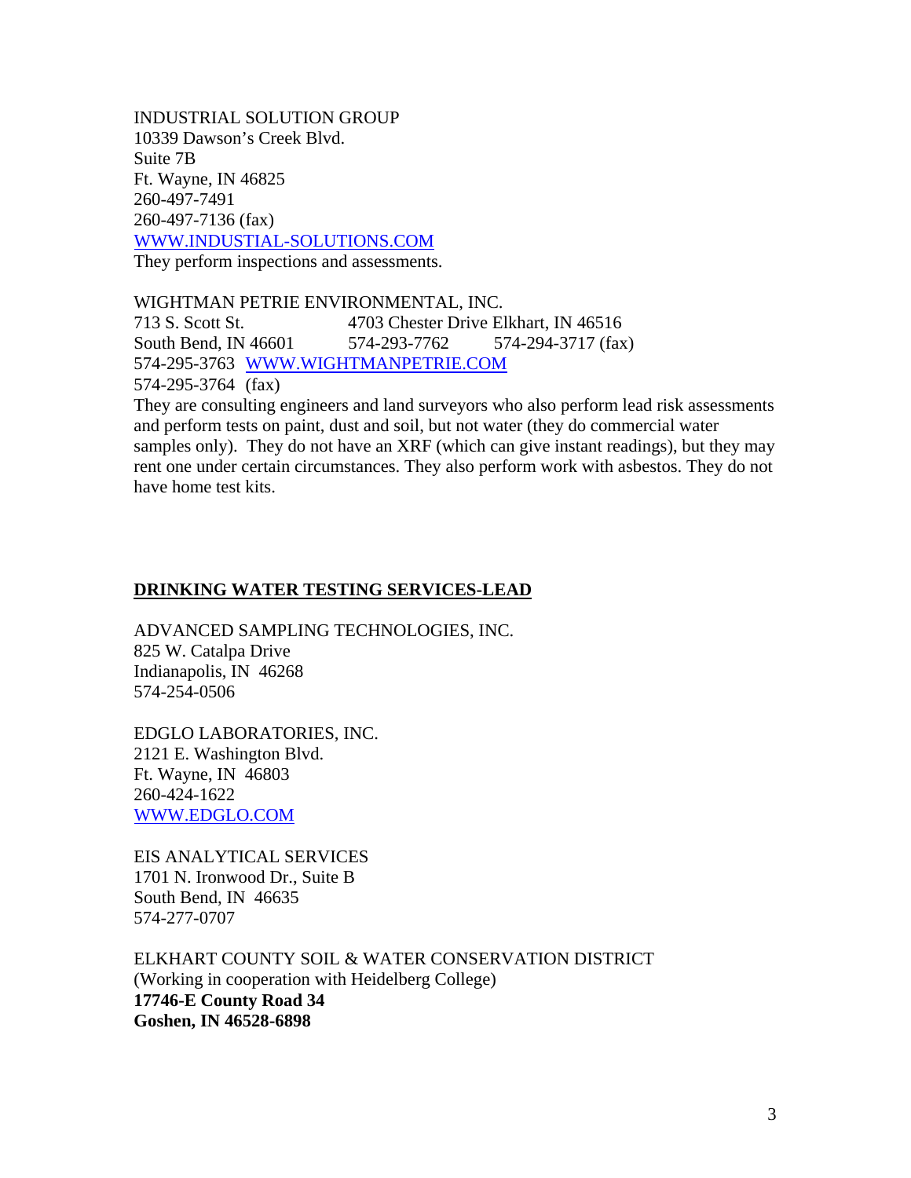INDUSTRIAL SOLUTION GROUP
10339 Dawson's Creek Blvd.
Suite 7B
Ft. Wayne, IN 46825
260-497-7491
260-497-7136 (fax)
[WWW.INDUSTIAL-SOLUTIONS.COM](WWW.INDUSTIAL-SOLUTIONS.COM)
They perform inspections and assessments.

WIGHTMAN PETRIE ENVIRONMENTAL, INC.
713 S. Scott St.
South Bend, IN 46601
574-295-3763
574-295-3764 (fax)

4703 Chester Drive Elkhart, IN 46516
574-293-7762
574-294-3717 (fax)

[WWW.WIGHTMANPETRIE.COM](WWW.WIGHTMANPETRIE.COM)

They are consulting engineers and land surveyors who also perform lead risk assessments and perform tests on paint, dust and soil, but not water (they do commercial water samples only). They do not have an XRF (which can give instant readings), but they may rent one under certain circumstances. They also perform work with asbestos. They do not have home test kits.

## DRINKING WATER TESTING SERVICES-LEAD

ADVANCED SAMPLING TECHNOLOGIES, INC.
825 W. Catalpa Drive
Indianapolis, IN 46268
574-254-0506

EDGLO LABORATORIES, INC.
2121 E. Washington Blvd.
Ft. Wayne, IN 46803
260-424-1622
[WWW.EDGLO.COM](WWW.EDGLO.COM)

EIS ANALYTICAL SERVICES
1701 N. Ironwood Dr., Suite B
South Bend, IN 46635
574-277-0707

ELKHART COUNTY SOIL & WATER CONSERVATION DISTRICT
(Working in cooperation with Heidelberg College)
**17746-E County Road 34**
**Goshen, IN 46528-6898**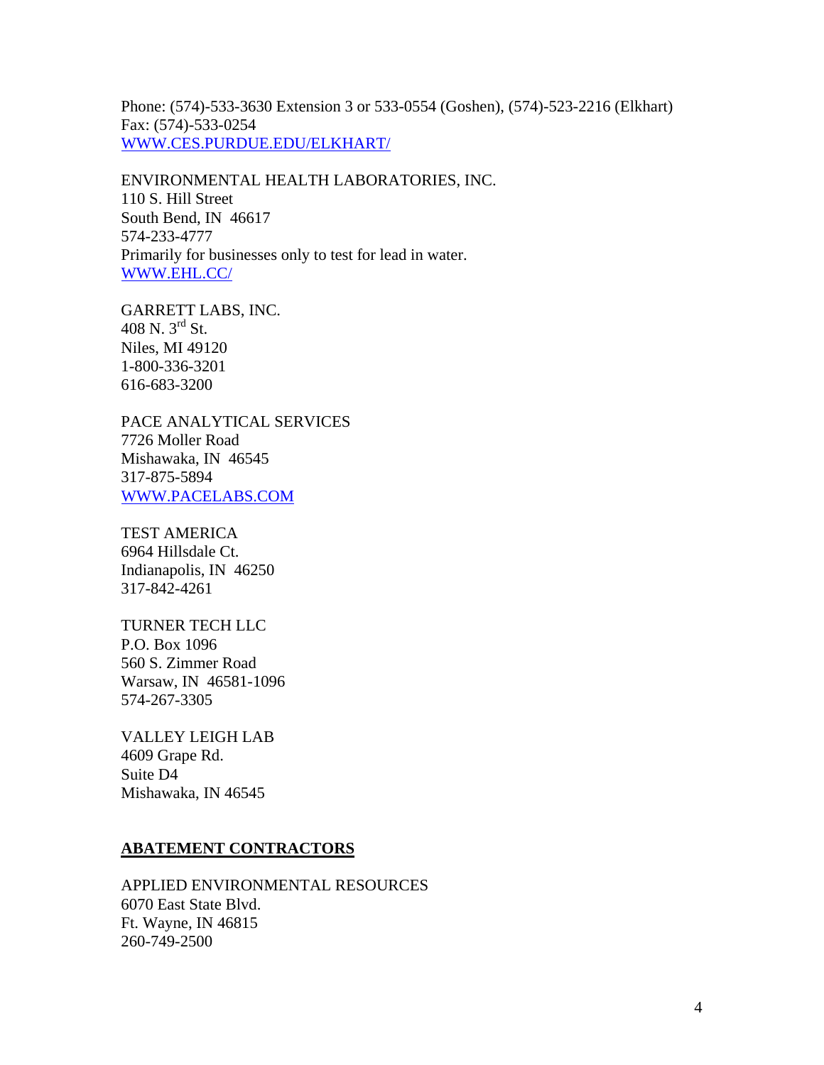Phone: (574)-533-3630 Extension 3 or 533-0554 (Goshen), (574)-523-2216 (Elkhart)
Fax: (574)-533-0254
[WWW.CES.PURDUE.EDU/ELKHART/](http://WWW.CES.PURDUE.EDU/ELKHART/)

ENVIRONMENTAL HEALTH LABORATORIES, INC.
110 S. Hill Street
South Bend, IN 46617
574-233-4777
Primarily for businesses only to test for lead in water.
[WWW.EHL.CC/](http://WWW.EHL.CC/)

GARRETT LABS, INC.
408 N. 3rd St.
Niles, MI 49120
1-800-336-3201
616-683-3200

PACE ANALYTICAL SERVICES
7726 Moller Road
Mishawaka, IN 46545
317-875-5894
[WWW.PACELABS.COM](http://WWW.PACELABS.COM)

TEST AMERICA
6964 Hillsdale Ct.
Indianapolis, IN 46250
317-842-4261

TURNER TECH LLC
P.O. Box 1096
560 S. Zimmer Road
Warsaw, IN 46581-1096
574-267-3305

VALLEY LEIGH LAB
4609 Grape Rd.
Suite D4
Mishawaka, IN 46545

## ABATEMENT CONTRACTORS

APPLIED ENVIRONMENTAL RESOURCES
6070 East State Blvd.
Ft. Wayne, IN 46815
260-749-2500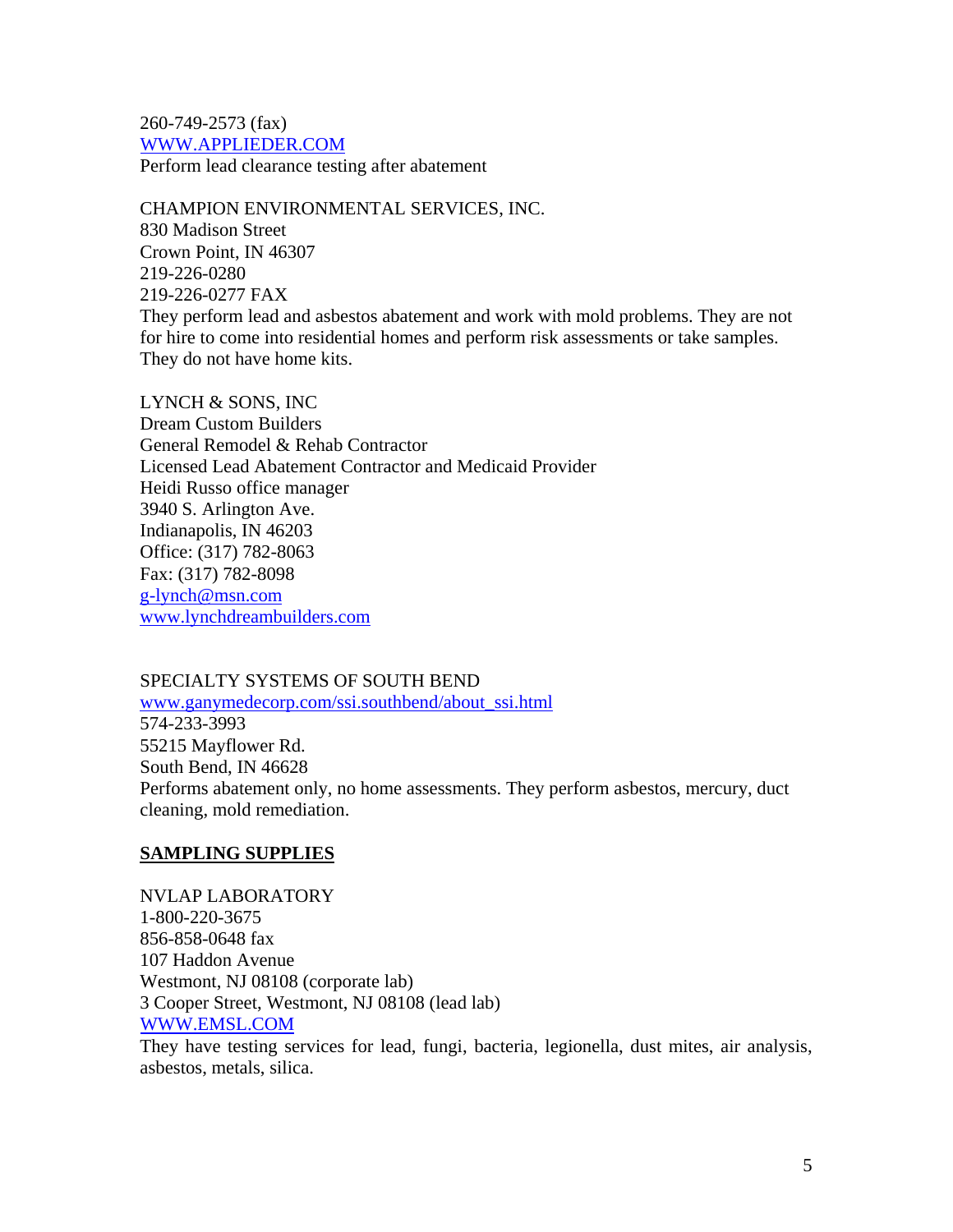260-749-2573 (fax)
WWW.APPLIEDER.COM
Perform lead clearance testing after abatement

CHAMPION ENVIRONMENTAL SERVICES, INC.
830 Madison Street
Crown Point, IN 46307
219-226-0280
219-226-0277 FAX
They perform lead and asbestos abatement and work with mold problems. They are not for hire to come into residential homes and perform risk assessments or take samples. They do not have home kits.

LYNCH & SONS, INC
Dream Custom Builders
General Remodel & Rehab Contractor
Licensed Lead Abatement Contractor and Medicaid Provider
Heidi Russo office manager
3940 S. Arlington Ave.
Indianapolis, IN 46203
Office: (317) 782-8063
Fax: (317) 782-8098
g-lynch@msn.com
www.lynchdreambuilders.com

SPECIALTY SYSTEMS OF SOUTH BEND
www.ganymedecorp.com/ssi.southbend/about_ssi.html
574-233-3993
55215 Mayflower Rd.
South Bend, IN 46628
Performs abatement only, no home assessments. They perform asbestos, mercury, duct cleaning, mold remediation.

## SAMPLING SUPPLIES

NVLAP LABORATORY
1-800-220-3675
856-858-0648 fax
107 Haddon Avenue
Westmont, NJ 08108 (corporate lab)
3 Cooper Street, Westmont, NJ 08108 (lead lab)
WWW.EMSL.COM
They have testing services for lead, fungi, bacteria, legionella, dust mites, air analysis, asbestos, metals, silica.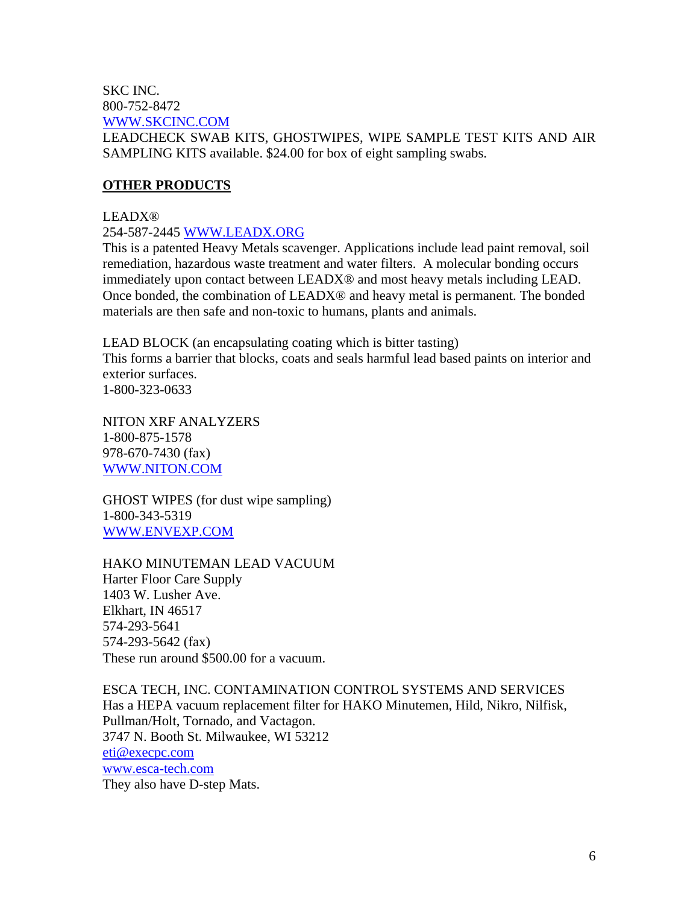SKC INC.
800-752-8472
WWW.SKCINC.COM
LEADCHECK SWAB KITS, GHOSTWIPES, WIPE SAMPLE TEST KITS AND AIR SAMPLING KITS available. $24.00 for box of eight sampling swabs.

**OTHER PRODUCTS**

LEADX®
254-587-2445 WWW.LEADX.ORG
This is a patented Heavy Metals scavenger. Applications include lead paint removal, soil remediation, hazardous waste treatment and water filters. A molecular bonding occurs immediately upon contact between LEADX® and most heavy metals including LEAD. Once bonded, the combination of LEADX® and heavy metal is permanent. The bonded materials are then safe and non-toxic to humans, plants and animals.

LEAD BLOCK (an encapsulating coating which is bitter tasting)
This forms a barrier that blocks, coats and seals harmful lead based paints on interior and exterior surfaces.
1-800-323-0633

NITON XRF ANALYZERS
1-800-875-1578
978-670-7430 (fax)
WWW.NITON.COM

GHOST WIPES (for dust wipe sampling)
1-800-343-5319
WWW.ENVEXP.COM

HAKO MINUTEMAN LEAD VACUUM
Harter Floor Care Supply
1403 W. Lusher Ave.
Elkhart, IN 46517
574-293-5641
574-293-5642 (fax)
These run around $500.00 for a vacuum.

ESCA TECH, INC. CONTAMINATION CONTROL SYSTEMS AND SERVICES
Has a HEPA vacuum replacement filter for HAKO Minutemen, Hild, Nikro, Nilfisk, Pullman/Holt, Tornado, and Vactagon.
3747 N. Booth St. Milwaukee, WI 53212
eti@execpc.com
www.esca-tech.com
They also have D-step Mats.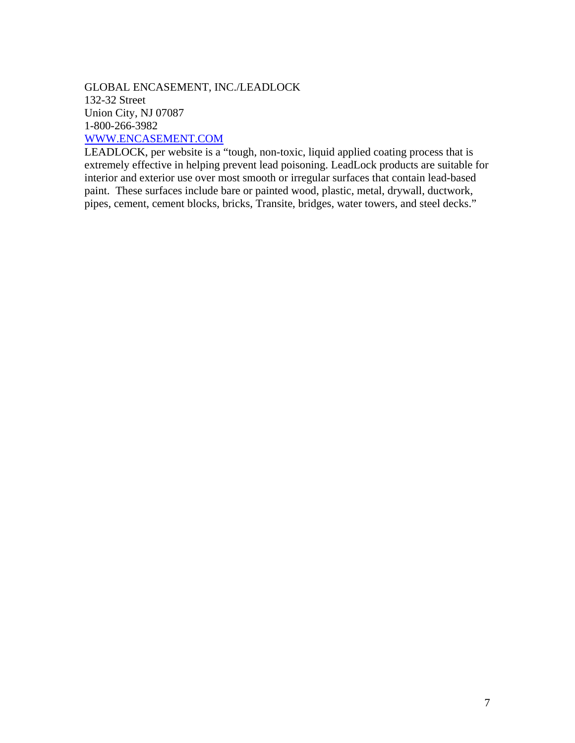GLOBAL ENCASEMENT, INC./LEADLOCK
132-32 Street
Union City, NJ 07087
1-800-266-3982
WWW.ENCASEMENT.COM

LEADLOCK, per website is a "tough, non-toxic, liquid applied coating process that is extremely effective in helping prevent lead poisoning. LeadLock products are suitable for interior and exterior use over most smooth or irregular surfaces that contain lead-based paint. These surfaces include bare or painted wood, plastic, metal, drywall, ductwork, pipes, cement, cement blocks, bricks, Transite, bridges, water towers, and steel decks."